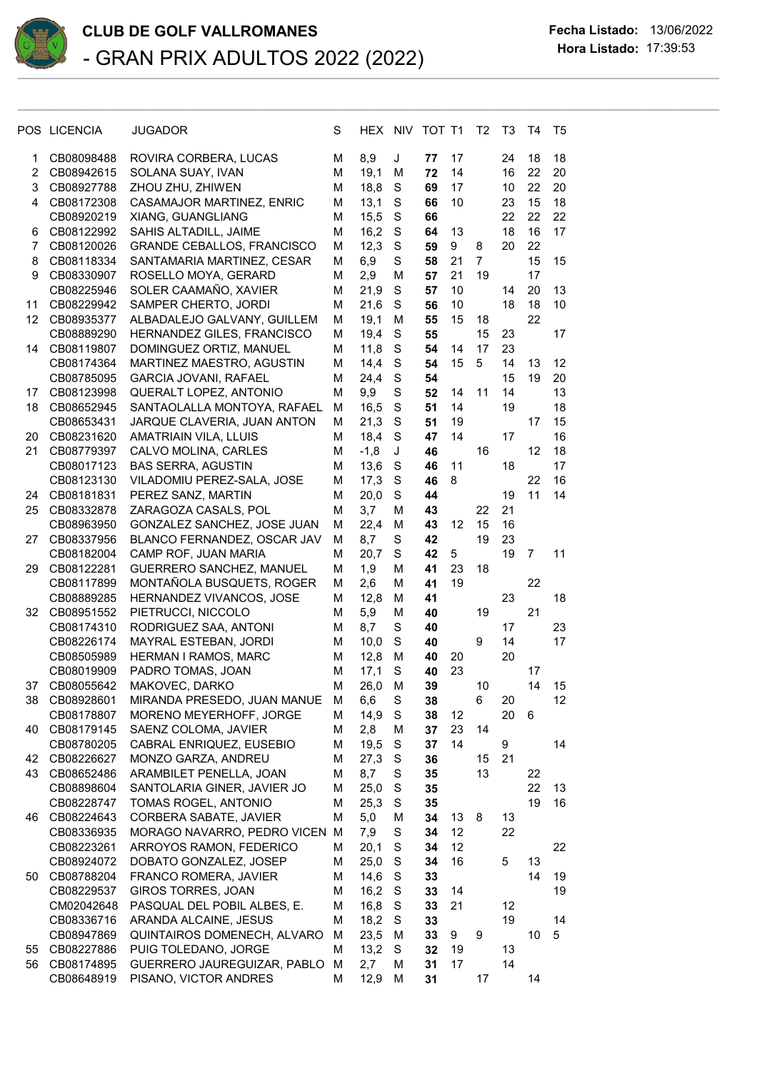# CLUB DE GOLF VALLROMANES

## - GRAN PRIX ADULTOS 2022 (2022)

**Fecha Listado:** 13/06/2022
**Hora Listado:** 17:39:53

| POS | LICENCIA | JUGADOR | S | HEX | NIV | TOT | T1 | T2 | T3 | T4 | T5 |
|---|---|---|---|---|---|---|---|---|---|---|---|
| 1 | CB08098488 | ROVIRA CORBERA, LUCAS | M | 8,9 | J | **77** | 17 | | 24 | 18 | 18 |
| 2 | CB08942615 | SOLANA SUAY, IVAN | M | 19,1 | M | **72** | 14 | | 16 | 22 | 20 |
| 3 | CB08927788 | ZHOU ZHU, ZHIWEN | M | 18,8 | S | **69** | 17 | | 10 | 22 | 20 |
| 4 | CB08172308 | CASAMAJOR MARTINEZ, ENRIC | M | 13,1 | S | **66** | 10 | | 23 | 15 | 18 |
| | CB08920219 | XIANG, GUANGLIANG | M | 15,5 | S | **66** | | | 22 | 22 | 22 |
| 6 | CB08122992 | SAHIS ALTADILL, JAIME | M | 16,2 | S | **64** | 13 | | 18 | 16 | 17 |
| 7 | CB08120026 | GRANDE CEBALLOS, FRANCISCO | M | 12,3 | S | **59** | 9 | 8 | 20 | 22 | |
| 8 | CB08118334 | SANTAMARIA MARTINEZ, CESAR | M | 6,9 | S | **58** | 21 | 7 | | 15 | 15 |
| 9 | CB08330907 | ROSELLO MOYA, GERARD | M | 2,9 | M | **57** | 21 | 19 | | 17 | |
| | CB08225946 | SOLER CAAMAÑO, XAVIER | M | 21,9 | S | **57** | 10 | | 14 | 20 | 13 |
| 11 | CB08229942 | SAMPER CHERTO, JORDI | M | 21,6 | S | **56** | 10 | | 18 | 18 | 10 |
| 12 | CB08935377 | ALBADALEJO GALVANY, GUILLEM | M | 19,1 | M | **55** | 15 | 18 | | 22 | |
| | CB08889290 | HERNANDEZ GILES, FRANCISCO | M | 19,4 | S | **55** | | 15 | 23 | | 17 |
| 14 | CB08119807 | DOMINGUEZ ORTIZ, MANUEL | M | 11,8 | S | **54** | 14 | 17 | 23 | | |
| | CB08174364 | MARTINEZ MAESTRO, AGUSTIN | M | 14,4 | S | **54** | 15 | 5 | 14 | 13 | 12 |
| | CB08785095 | GARCIA JOVANI, RAFAEL | M | 24,4 | S | **54** | | | 15 | 19 | 20 |
| 17 | CB08123998 | QUERALT LOPEZ, ANTONIO | M | 9,9 | S | **52** | 14 | 11 | 14 | | 13 |
| 18 | CB08652945 | SANTAOLALLA MONTOYA, RAFAEL | M | 16,5 | S | **51** | 14 | | 19 | | 18 |
| | CB08653431 | JARQUE CLAVERIA, JUAN ANTON | M | 21,3 | S | **51** | 19 | | | 17 | 15 |
| 20 | CB08231620 | AMATRIAIN VILA, LLUIS | M | 18,4 | S | **47** | 14 | | 17 | | 16 |
| 21 | CB08779397 | CALVO MOLINA, CARLES | M | -1,8 | J | **46** | | 16 | | 12 | 18 |
| | CB08017123 | BAS SERRA, AGUSTIN | M | 13,6 | S | **46** | 11 | | 18 | | 17 |
| | CB08123130 | VILADOMIU PEREZ-SALA, JOSE | M | 17,3 | S | **46** | 8 | | | 22 | 16 |
| 24 | CB08181831 | PEREZ SANZ, MARTIN | M | 20,0 | S | **44** | | | 19 | 11 | 14 |
| 25 | CB08332878 | ZARAGOZA CASALS, POL | M | 3,7 | M | **43** | | 22 | 21 | | |
| | CB08963950 | GONZALEZ SANCHEZ, JOSE JUAN | M | 22,4 | M | **43** | 12 | 15 | 16 | | |
| 27 | CB08337956 | BLANCO FERNANDEZ, OSCAR JAV | M | 8,7 | S | **42** | | 19 | 23 | | |
| | CB08182004 | CAMP ROF, JUAN MARIA | M | 20,7 | S | **42** | 5 | | 19 | 7 | 11 |
| 29 | CB08122281 | GUERRERO SANCHEZ, MANUEL | M | 1,9 | M | **41** | 23 | 18 | | | |
| | CB08117899 | MONTAÑOLA BUSQUETS, ROGER | M | 2,6 | M | **41** | 19 | | | 22 | |
| | CB08889285 | HERNANDEZ VIVANCOS, JOSE | M | 12,8 | M | **41** | | | 23 | | 18 |
| 32 | CB08951552 | PIETRUCCI, NICCOLO | M | 5,9 | M | **40** | | 19 | | 21 | |
| | CB08174310 | RODRIGUEZ SAA, ANTONI | M | 8,7 | S | **40** | | | 17 | | 23 |
| | CB08226174 | MAYRAL ESTEBAN, JORDI | M | 10,0 | S | **40** | | 9 | 14 | | 17 |
| | CB08505989 | HERMAN I RAMOS, MARC | M | 12,8 | M | **40** | 20 | | 20 | | |
| | CB08019909 | PADRO TOMAS, JOAN | M | 17,1 | S | **40** | 23 | | | 17 | |
| 37 | CB08055642 | MAKOVEC, DARKO | M | 26,0 | M | **39** | | 10 | | 14 | 15 |
| 38 | CB08928601 | MIRANDA PRESEDO, JUAN MANUE | M | 6,6 | S | **38** | | 6 | 20 | | 12 |
| | CB08178807 | MORENO MEYERHOFF, JORGE | M | 14,9 | S | **38** | 12 | | 20 | 6 | |
| 40 | CB08179145 | SAENZ COLOMA, JAVIER | M | 2,8 | M | **37** | 23 | 14 | | | |
| | CB08780205 | CABRAL ENRIQUEZ, EUSEBIO | M | 19,5 | S | **37** | 14 | | 9 | | 14 |
| 42 | CB08226627 | MONZO GARZA, ANDREU | M | 27,3 | S | **36** | | 15 | 21 | | |
| 43 | CB08652486 | ARAMBILET PENELLA, JOAN | M | 8,7 | S | **35** | | 13 | | 22 | |
| | CB08898604 | SANTOLARIA GINER, JAVIER JO | M | 25,0 | S | **35** | | | | 22 | 13 |
| | CB08228747 | TOMAS ROGEL, ANTONIO | M | 25,3 | S | **35** | | | | 19 | 16 |
| 46 | CB08224643 | CORBERA SABATE, JAVIER | M | 5,0 | M | **34** | 13 | 8 | 13 | | |
| | CB08336935 | MORAGO NAVARRO, PEDRO VICEN | M | 7,9 | S | **34** | 12 | | 22 | | |
| | CB08223261 | ARROYOS RAMON, FEDERICO | M | 20,1 | S | **34** | 12 | | | | 22 |
| | CB08924072 | DOBATO GONZALEZ, JOSEP | M | 25,0 | S | **34** | 16 | | 5 | 13 | |
| 50 | CB08788204 | FRANCO ROMERA, JAVIER | M | 14,6 | S | **33** | | | | 14 | 19 |
| | CB08229537 | GIROS TORRES, JOAN | M | 16,2 | S | **33** | 14 | | | | 19 |
| | CM02042648 | PASQUAL DEL POBIL ALBES, E. | M | 16,8 | S | **33** | 21 | | 12 | | |
| | CB08336716 | ARANDA ALCAINE, JESUS | M | 18,2 | S | **33** | | | 19 | | 14 |
| | CB08947869 | QUINTAIROS DOMENECH, ALVARO | M | 23,5 | M | **33** | 9 | 9 | | 10 | 5 |
| 55 | CB08227886 | PUIG TOLEDANO, JORGE | M | 13,2 | S | **32** | 19 | | 13 | | |
| 56 | CB08174895 | GUERRERO JAUREGUIZAR, PABLO | M | 2,7 | M | **31** | 17 | | 14 | | |
| | CB08648919 | PISANO, VICTOR ANDRES | M | 12,9 | M | **31** | | 17 | | 14 | |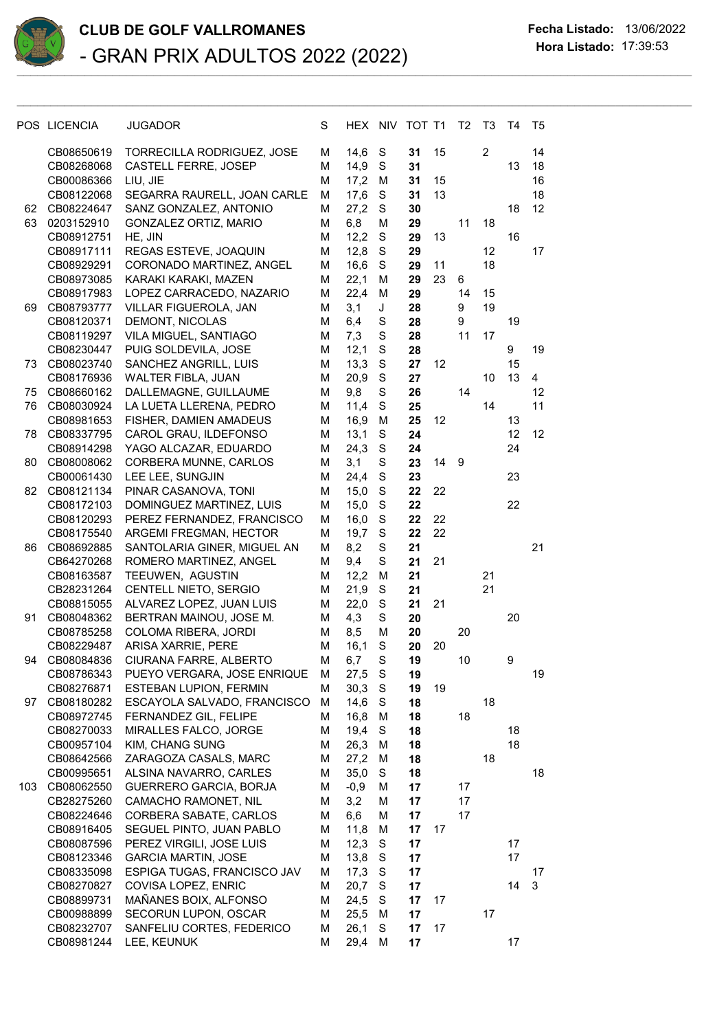| POS | LICENCIA | JUGADOR | S | HEX | NIV | TOT | T1 | T2 | T3 | T4 | T5 |
|---|---|---|---|---|---|---|---|---|---|---|---|
| | CB08650619 | TORRECILLA RODRIGUEZ, JOSE | M | 14,6 | S | **31** | 15 | | 2 | | 14 |
| | CB08268068 | CASTELL FERRE, JOSEP | M | 14,9 | S | **31** | | | | 13 | 18 |
| | CB00086366 | LIU, JIE | M | 17,2 | M | **31** | 15 | | | | 16 |
| | CB08122068 | SEGARRA RAURELL, JOAN CARLE | M | 17,6 | S | **31** | 13 | | | | 18 |
| 62 | CB08224647 | SANZ GONZALEZ, ANTONIO | M | 27,2 | S | **30** | | | | 18 | 12 |
| 63 | 0203152910 | GONZALEZ ORTIZ, MARIO | M | 6,8 | M | **29** | | 11 | 18 | | |
| | CB08912751 | HE, JIN | M | 12,2 | S | **29** | 13 | | | 16 | |
| | CB08917111 | REGAS ESTEVE, JOAQUIN | M | 12,8 | S | **29** | | | 12 | | 17 |
| | CB08929291 | CORONADO MARTINEZ, ANGEL | M | 16,6 | S | **29** | 11 | | 18 | | |
| | CB08973085 | KARAKI KARAKI, MAZEN | M | 22,1 | M | **29** | 23 | 6 | | | |
| | CB08917983 | LOPEZ CARRACEDO, NAZARIO | M | 22,4 | M | **29** | | 14 | 15 | | |
| 69 | CB08793777 | VILLAR FIGUEROLA, JAN | M | 3,1 | J | **28** | | 9 | 19 | | |
| | CB08120371 | DEMONT, NICOLAS | M | 6,4 | S | **28** | | 9 | | 19 | |
| | CB08119297 | VILA MIGUEL, SANTIAGO | M | 7,3 | S | **28** | | 11 | 17 | | |
| | CB08230447 | PUIG SOLDEVILA, JOSE | M | 12,1 | S | **28** | | | | 9 | 19 |
| 73 | CB08023740 | SANCHEZ ANGRILL, LUIS | M | 13,3 | S | **27** | 12 | | | 15 | |
| | CB08176936 | WALTER FIBLA, JUAN | M | 20,9 | S | **27** | | | 10 | 13 | 4 |
| 75 | CB08660162 | DALLEMAGNE, GUILLAUME | M | 9,8 | S | **26** | | 14 | | | 12 |
| 76 | CB08030924 | LA LUETA LLERENA, PEDRO | M | 11,4 | S | **25** | | | 14 | | 11 |
| | CB08981653 | FISHER, DAMIEN AMADEUS | M | 16,9 | M | **25** | 12 | | | 13 | |
| 78 | CB08337795 | CAROL GRAU, ILDEFONSO | M | 13,1 | S | **24** | | | | 12 | 12 |
| | CB08914298 | YAGO ALCAZAR, EDUARDO | M | 24,3 | S | **24** | | | | 24 | |
| 80 | CB08008062 | CORBERA MUNNE, CARLOS | M | 3,1 | S | **23** | 14 | 9 | | | |
| | CB00061430 | LEE LEE, SUNGJIN | M | 24,4 | S | **23** | | | | 23 | |
| 82 | CB08121134 | PINAR CASANOVA, TONI | M | 15,0 | S | **22** | 22 | | | | |
| | CB08172103 | DOMINGUEZ MARTINEZ, LUIS | M | 15,0 | S | **22** | | | | 22 | |
| | CB08120293 | PEREZ FERNANDEZ, FRANCISCO | M | 16,0 | S | **22** | 22 | | | | |
| | CB08175540 | ARGEMI FREGMAN, HECTOR | M | 19,7 | S | **22** | 22 | | | | |
| 86 | CB08692885 | SANTOLARIA GINER, MIGUEL AN | M | 8,2 | S | **21** | | | | | 21 |
| | CB64270268 | ROMERO MARTINEZ, ANGEL | M | 9,4 | S | **21** | 21 | | | | |
| | CB08163587 | TEEUWEN, AGUSTIN | M | 12,2 | M | **21** | | | 21 | | |
| | CB28231264 | CENTELL NIETO, SERGIO | M | 21,9 | S | **21** | | | 21 | | |
| | CB08815055 | ALVAREZ LOPEZ, JUAN LUIS | M | 22,0 | S | **21** | 21 | | | | |
| 91 | CB08048362 | BERTRAN MAINOU, JOSE M. | M | 4,3 | S | **20** | | | | 20 | |
| | CB08785258 | COLOMA RIBERA, JORDI | M | 8,5 | M | **20** | | 20 | | | |
| | CB08229487 | ARISA XARRIE, PERE | M | 16,1 | S | **20** | 20 | | | | |
| 94 | CB08084836 | CIURANA FARRE, ALBERTO | M | 6,7 | S | **19** | | 10 | | 9 | |
| | CB08786343 | PUEYO VERGARA, JOSE ENRIQUE | M | 27,5 | S | **19** | | | | | 19 |
| | CB08276871 | ESTEBAN LUPION, FERMIN | M | 30,3 | S | **19** | 19 | | | | |
| 97 | CB08180282 | ESCAYOLA SALVADO, FRANCISCO | M | 14,6 | S | **18** | | | 18 | | |
| | CB08972745 | FERNANDEZ GIL, FELIPE | M | 16,8 | M | **18** | | 18 | | | |
| | CB08270033 | MIRALLES FALCO, JORGE | M | 19,4 | S | **18** | | | | 18 | |
| | CB00957104 | KIM, CHANG SUNG | M | 26,3 | M | **18** | | | | 18 | |
| | CB08642566 | ZARAGOZA CASALS, MARC | M | 27,2 | M | **18** | | | 18 | | |
| | CB00995651 | ALSINA NAVARRO, CARLES | M | 35,0 | S | **18** | | | | | 18 |
| 103 | CB08062550 | GUERRERO GARCIA, BORJA | M | -0,9 | M | **17** | | 17 | | | |
| | CB28275260 | CAMACHO RAMONET, NIL | M | 3,2 | M | **17** | | 17 | | | |
| | CB08224646 | CORBERA SABATE, CARLOS | M | 6,6 | M | **17** | | 17 | | | |
| | CB08916405 | SEGUEL PINTO, JUAN PABLO | M | 11,8 | M | **17** | 17 | | | | |
| | CB08087596 | PEREZ VIRGILI, JOSE LUIS | M | 12,3 | S | **17** | | | | 17 | |
| | CB08123346 | GARCIA MARTIN, JOSE | M | 13,8 | S | **17** | | | | 17 | |
| | CB08335098 | ESPIGA TUGAS, FRANCISCO JAV | M | 17,3 | S | **17** | | | | | 17 |
| | CB08270827 | COVISA LOPEZ, ENRIC | M | 20,7 | S | **17** | | | | 14 | 3 |
| | CB08899731 | MAÑANES BOIX, ALFONSO | M | 24,5 | S | **17** | 17 | | | | |
| | CB00988899 | SECORUN LUPON, OSCAR | M | 25,5 | M | **17** | | | 17 | | |
| | CB08232707 | SANFELIU CORTES, FEDERICO | M | 26,1 | S | **17** | 17 | | | | |
| | CB08981244 | LEE, KEUNUK | M | 29,4 | M | **17** | | | | 17 | |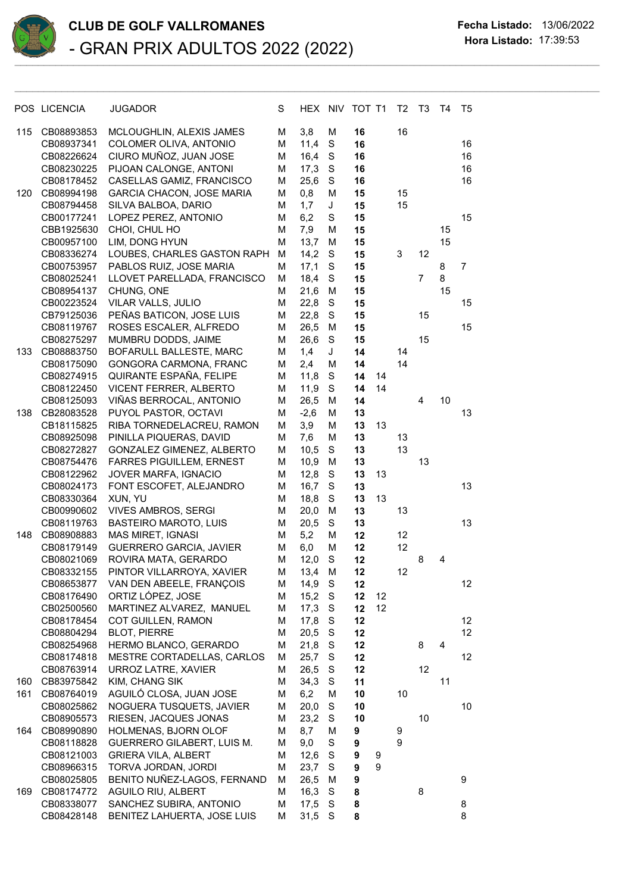| POS | LICENCIA | JUGADOR | S | HEX | NIV | TOT | T1 | T2 | T3 | T4 | T5 |
|---|---|---|---|---|---|---|---|---|---|---|---|
| 115 | CB08893853 | MCLOUGHLIN, ALEXIS JAMES | M | 3,8 | M | **16** | | 16 | | | |
| | CB08937341 | COLOMER OLIVA, ANTONIO | M | 11,4 | S | **16** | | | | | 16 |
| | CB08226624 | CIURO MUÑOZ, JUAN JOSE | M | 16,4 | S | **16** | | | | | 16 |
| | CB08230225 | PIJOAN CALONGE, ANTONI | M | 17,3 | S | **16** | | | | | 16 |
| | CB08178452 | CASELLAS GAMIZ, FRANCISCO | M | 25,6 | S | **16** | | | | | 16 |
| 120 | CB08994198 | GARCIA CHACON, JOSE MARIA | M | 0,8 | M | **15** | | 15 | | | |
| | CB08794458 | SILVA BALBOA, DARIO | M | 1,7 | J | **15** | | 15 | | | |
| | CB00177241 | LOPEZ PEREZ, ANTONIO | M | 6,2 | S | **15** | | | | | 15 |
| | CBB1925630 | CHOI, CHUL HO | M | 7,9 | M | **15** | | | | 15 | |
| | CB00957100 | LIM, DONG HYUN | M | 13,7 | M | **15** | | | | 15 | |
| | CB08336274 | LOUBES, CHARLES GASTON RAPH | M | 14,2 | S | **15** | | 3 | 12 | | |
| | CB00753957 | PABLOS RUIZ, JOSE MARIA | M | 17,1 | S | **15** | | | | 8 | 7 |
| | CB08025241 | LLOVET PARELLADA, FRANCISCO | M | 18,4 | S | **15** | | | 7 | 8 | |
| | CB08954137 | CHUNG, ONE | M | 21,6 | M | **15** | | | | 15 | |
| | CB00223524 | VILAR VALLS, JULIO | M | 22,8 | S | **15** | | | | | 15 |
| | CB79125036 | PEÑAS BATICON, JOSE LUIS | M | 22,8 | S | **15** | | | 15 | | |
| | CB08119767 | ROSES ESCALER, ALFREDO | M | 26,5 | M | **15** | | | | | 15 |
| | CB08275297 | MUMBRU DODDS, JAIME | M | 26,6 | S | **15** | | | 15 | | |
| 133 | CB08883750 | BOFARULL BALLESTE, MARC | M | 1,4 | J | **14** | | 14 | | | |
| | CB08175090 | GONGORA CARMONA, FRANC | M | 2,4 | M | **14** | | 14 | | | |
| | CB08274915 | QUIRANTE ESPAÑA, FELIPE | M | 11,8 | S | **14** | 14 | | | | |
| | CB08122450 | VICENT FERRER, ALBERTO | M | 11,9 | S | **14** | 14 | | | | |
| | CB08125093 | VIÑAS BERROCAL, ANTONIO | M | 26,5 | M | **14** | | | 4 | 10 | |
| 138 | CB28083528 | PUYOL PASTOR, OCTAVI | M | -2,6 | M | **13** | | | | | 13 |
| | CB18115825 | RIBA TORNEDELACREU, RAMON | M | 3,9 | M | **13** | 13 | | | | |
| | CB08925098 | PINILLA PIQUERAS, DAVID | M | 7,6 | M | **13** | | 13 | | | |
| | CB08272827 | GONZALEZ GIMENEZ, ALBERTO | M | 10,5 | S | **13** | | 13 | | | |
| | CB08754476 | FARRES PIGUILLEM, ERNEST | M | 10,9 | M | **13** | | | 13 | | |
| | CB08122962 | JOVER MARFA, IGNACIO | M | 12,8 | S | **13** | 13 | | | | |
| | CB08024173 | FONT ESCOFET, ALEJANDRO | M | 16,7 | S | **13** | | | | | 13 |
| | CB08330364 | XUN, YU | M | 18,8 | S | **13** | 13 | | | | |
| | CB00990602 | VIVES AMBROS, SERGI | M | 20,0 | M | **13** | | 13 | | | |
| | CB08119763 | BASTEIRO MAROTO, LUIS | M | 20,5 | S | **13** | | | | | 13 |
| 148 | CB08908883 | MAS MIRET, IGNASI | M | 5,2 | M | **12** | | 12 | | | |
| | CB08179149 | GUERRERO GARCIA, JAVIER | M | 6,0 | M | **12** | | 12 | | | |
| | CB08021069 | ROVIRA MATA, GERARDO | M | 12,0 | S | **12** | | | 8 | 4 | |
| | CB08332155 | PINTOR VILLARROYA, XAVIER | M | 13,4 | M | **12** | | 12 | | | |
| | CB08653877 | VAN DEN ABEELE, FRANÇOIS | M | 14,9 | S | **12** | | | | | 12 |
| | CB08176490 | ORTIZ LÓPEZ, JOSE | M | 15,2 | S | **12** | 12 | | | | |
| | CB02500560 | MARTINEZ ALVAREZ, MANUEL | M | 17,3 | S | **12** | 12 | | | | |
| | CB08178454 | COT GUILLEN, RAMON | M | 17,8 | S | **12** | | | | | 12 |
| | CB08804294 | BLOT, PIERRE | M | 20,5 | S | **12** | | | | | 12 |
| | CB08254968 | HERMO BLANCO, GERARDO | M | 21,8 | S | **12** | | | 8 | 4 | |
| | CB08174818 | MESTRE CORTADELLAS, CARLOS | M | 25,7 | S | **12** | | | | | 12 |
| | CB08763914 | URROZ LATRE, XAVIER | M | 26,5 | S | **12** | | | 12 | | |
| 160 | CB83975842 | KIM, CHANG SIK | M | 34,3 | S | **11** | | | | 11 | |
| 161 | CB08764019 | AGUILÓ CLOSA, JUAN JOSE | M | 6,2 | M | **10** | | 10 | | | |
| | CB08025862 | NOGUERA TUSQUETS, JAVIER | M | 20,0 | S | **10** | | | | | 10 |
| | CB08905573 | RIESEN, JACQUES JONAS | M | 23,2 | S | **10** | | | 10 | | |
| 164 | CB08990890 | HOLMENAS, BJORN OLOF | M | 8,7 | M | **9** | | 9 | | | |
| | CB08118828 | GUERRERO GILABERT, LUIS M. | M | 9,0 | S | **9** | | 9 | | | |
| | CB08121003 | GRIERA VILA, ALBERT | M | 12,6 | S | **9** | 9 | | | | |
| | CB08966315 | TORVA JORDAN, JORDI | M | 23,7 | S | **9** | 9 | | | | |
| | CB08025805 | BENITO NUÑEZ-LAGOS, FERNAND | M | 26,5 | M | **9** | | | | | 9 |
| 169 | CB08174772 | AGUILO RIU, ALBERT | M | 16,3 | S | **8** | | | 8 | | |
| | CB08338077 | SANCHEZ SUBIRA, ANTONIO | M | 17,5 | S | **8** | | | | | 8 |
| | CB08428148 | BENITEZ LAHUERTA, JOSE LUIS | M | 31,5 | S | **8** | | | | | 8 |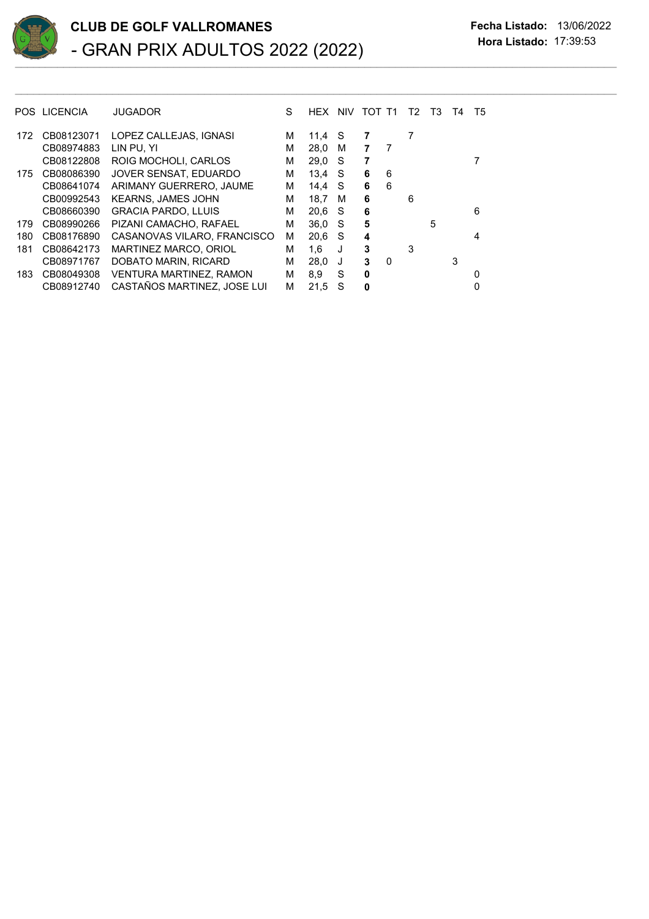| POS | LICENCIA | JUGADOR | S | HEX | NIV | TOT | T1 | T2 | T3 | T4 | T5 |
|---|---|---|---|---|---|---|---|---|---|---|---|
| 172 | CB08123071 | LOPEZ CALLEJAS, IGNASI | M | 11,4 | S | **7** | | 7 | | | |
| | CB08974883 | LIN PU, YI | M | 28,0 | M | **7** | 7 | | | | |
| | CB08122808 | ROIG MOCHOLI, CARLOS | M | 29,0 | S | **7** | | | | | 7 |
| 175 | CB08086390 | JOVER SENSAT, EDUARDO | M | 13,4 | S | **6** | 6 | | | | |
| | CB08641074 | ARIMANY GUERRERO, JAUME | M | 14,4 | S | **6** | 6 | | | | |
| | CB00992543 | KEARNS, JAMES JOHN | M | 18,7 | M | **6** | | 6 | | | |
| | CB08660390 | GRACIA PARDO, LLUIS | M | 20,6 | S | **6** | | | | | 6 |
| 179 | CB08990266 | PIZANI CAMACHO, RAFAEL | M | 36,0 | S | **5** | | | 5 | | |
| 180 | CB08176890 | CASANOVAS VILARO, FRANCISCO | M | 20,6 | S | **4** | | | | | 4 |
| 181 | CB08642173 | MARTINEZ MARCO, ORIOL | M | 1,6 | J | **3** | | 3 | | | |
| | CB08971767 | DOBATO MARIN, RICARD | M | 28,0 | J | **3** | 0 | | | 3 | |
| 183 | CB08049308 | VENTURA MARTINEZ, RAMON | M | 8,9 | S | **0** | | | | | 0 |
| | CB08912740 | CASTAÑOS MARTINEZ, JOSE LUI | M | 21,5 | S | **0** | | | | | 0 |